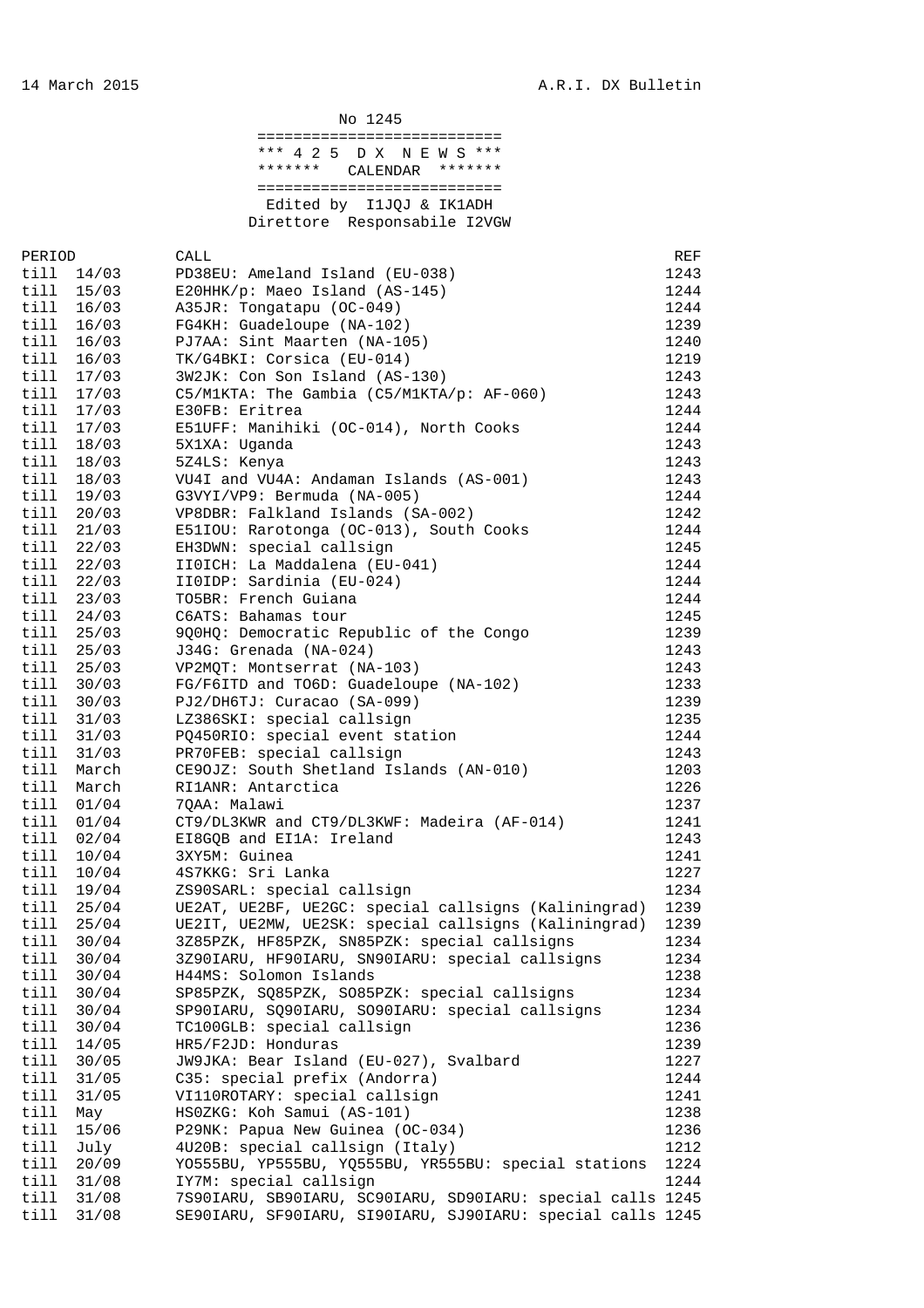14 March 2015 A.R.I. DX Bulletin

No 1245

```
===========================
*** 4 2 5  D X  N E W S ***
*******   CALENDAR   *******
===========================
```

Edited by I1JQJ & IK1ADH

Direttore Responsabile I2VGW

| PERIOD | | CALL | REF |
|---|---|---|---|
| till | 14/03 | PD38EU: Ameland Island (EU-038) | 1243 |
| till | 15/03 | E20HHK/p: Maeo Island (AS-145) | 1244 |
| till | 16/03 | A35JR: Tongatapu (OC-049) | 1244 |
| till | 16/03 | FG4KH: Guadeloupe (NA-102) | 1239 |
| till | 16/03 | PJ7AA: Sint Maarten (NA-105) | 1240 |
| till | 16/03 | TK/G4BKI: Corsica (EU-014) | 1219 |
| till | 17/03 | 3W2JK: Con Son Island (AS-130) | 1243 |
| till | 17/03 | C5/M1KTA: The Gambia (C5/M1KTA/p: AF-060) | 1243 |
| till | 17/03 | E30FB: Eritrea | 1244 |
| till | 17/03 | E51UFF: Manihiki (OC-014), North Cooks | 1244 |
| till | 18/03 | 5X1XA: Uganda | 1243 |
| till | 18/03 | 5Z4LS: Kenya | 1243 |
| till | 18/03 | VU4I and VU4A: Andaman Islands (AS-001) | 1243 |
| till | 19/03 | G3VYI/VP9: Bermuda (NA-005) | 1244 |
| till | 20/03 | VP8DBR: Falkland Islands (SA-002) | 1242 |
| till | 21/03 | E51IOU: Rarotonga (OC-013), South Cooks | 1244 |
| till | 22/03 | EH3DWN: special callsign | 1245 |
| till | 22/03 | II0ICH: La Maddalena (EU-041) | 1244 |
| till | 22/03 | II0IDP: Sardinia (EU-024) | 1244 |
| till | 23/03 | TO5BR: French Guiana | 1244 |
| till | 24/03 | C6ATS: Bahamas tour | 1245 |
| till | 25/03 | 9Q0HQ: Democratic Republic of the Congo | 1239 |
| till | 25/03 | J34G: Grenada (NA-024) | 1243 |
| till | 25/03 | VP2MQT: Montserrat (NA-103) | 1243 |
| till | 30/03 | FG/F6ITD and TO6D: Guadeloupe (NA-102) | 1233 |
| till | 30/03 | PJ2/DH6TJ: Curacao (SA-099) | 1239 |
| till | 31/03 | LZ386SKI: special callsign | 1235 |
| till | 31/03 | PQ450RIO: special event station | 1244 |
| till | 31/03 | PR70FEB: special callsign | 1243 |
| till | March | CE9OJZ: South Shetland Islands (AN-010) | 1203 |
| till | March | RI1ANR: Antarctica | 1226 |
| till | 01/04 | 7QAA: Malawi | 1237 |
| till | 01/04 | CT9/DL3KWR and CT9/DL3KWF: Madeira (AF-014) | 1241 |
| till | 02/04 | EI8GQB and EI1A: Ireland | 1243 |
| till | 10/04 | 3XY5M: Guinea | 1241 |
| till | 10/04 | 4S7KKG: Sri Lanka | 1227 |
| till | 19/04 | ZS90SARL: special callsign | 1234 |
| till | 25/04 | UE2AT, UE2BF, UE2GC: special callsigns (Kaliningrad) | 1239 |
| till | 25/04 | UE2IT, UE2MW, UE2SK: special callsigns (Kaliningrad) | 1239 |
| till | 30/04 | 3Z85PZK, HF85PZK, SN85PZK: special callsigns | 1234 |
| till | 30/04 | 3Z90IARU, HF90IARU, SN90IARU: special callsigns | 1234 |
| till | 30/04 | H44MS: Solomon Islands | 1238 |
| till | 30/04 | SP85PZK, SQ85PZK, SO85PZK: special callsigns | 1234 |
| till | 30/04 | SP90IARU, SQ90IARU, SO90IARU: special callsigns | 1234 |
| till | 30/04 | TC100GLB: special callsign | 1236 |
| till | 14/05 | HR5/F2JD: Honduras | 1239 |
| till | 30/05 | JW9JKA: Bear Island (EU-027), Svalbard | 1227 |
| till | 31/05 | C35: special prefix (Andorra) | 1244 |
| till | 31/05 | VI110ROTARY: special callsign | 1241 |
| till | May | HS0ZKG: Koh Samui (AS-101) | 1238 |
| till | 15/06 | P29NK: Papua New Guinea (OC-034) | 1236 |
| till | July | 4U20B: special callsign (Italy) | 1212 |
| till | 20/09 | YO555BU, YP555BU, YQ555BU, YR555BU: special stations | 1224 |
| till | 31/08 | IY7M: special callsign | 1244 |
| till | 31/08 | 7S90IARU, SB90IARU, SC90IARU, SD90IARU: special calls | 1245 |
| till | 31/08 | SE90IARU, SF90IARU, SI90IARU, SJ90IARU: special calls | 1245 |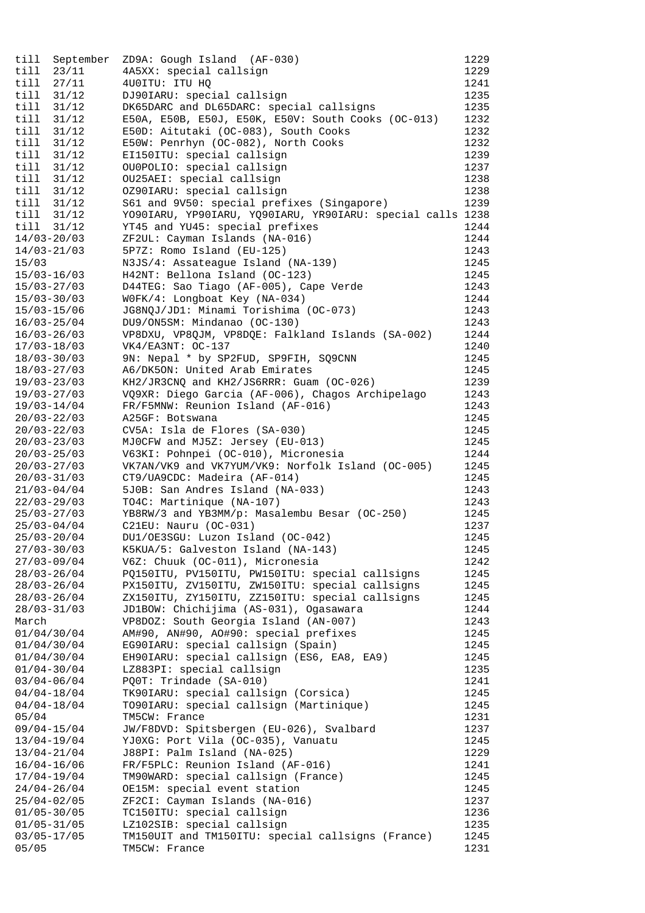| | | |
|---|---|---|
| till September | ZD9A: Gough Island (AF-030) | 1229 |
| till 23/11 | 4A5XX: special callsign | 1229 |
| till 27/11 | 4U0ITU: ITU HQ | 1241 |
| till 31/12 | DJ90IARU: special callsign | 1235 |
| till 31/12 | DK65DARC and DL65DARC: special callsigns | 1235 |
| till 31/12 | E50A, E50B, E50J, E50K, E50V: South Cooks (OC-013) | 1232 |
| till 31/12 | E50D: Aitutaki (OC-083), South Cooks | 1232 |
| till 31/12 | E50W: Penrhyn (OC-082), North Cooks | 1232 |
| till 31/12 | EI150ITU: special callsign | 1239 |
| till 31/12 | OU0POLIO: special callsign | 1237 |
| till 31/12 | OU25AEI: special callsign | 1238 |
| till 31/12 | OZ90IARU: special callsign | 1238 |
| till 31/12 | S61 and 9V50: special prefixes (Singapore) | 1239 |
| till 31/12 | YO90IARU, YP90IARU, YQ90IARU, YR90IARU: special calls | 1238 |
| till 31/12 | YT45 and YU45: special prefixes | 1244 |
| 14/03-20/03 | ZF2UL: Cayman Islands (NA-016) | 1244 |
| 14/03-21/03 | 5P7Z: Romo Island (EU-125) | 1243 |
| 15/03 | N3JS/4: Assateague Island (NA-139) | 1245 |
| 15/03-16/03 | H42NT: Bellona Island (OC-123) | 1245 |
| 15/03-27/03 | D44TEG: Sao Tiago (AF-005), Cape Verde | 1243 |
| 15/03-30/03 | W0FK/4: Longboat Key (NA-034) | 1244 |
| 15/03-15/06 | JG8NQJ/JD1: Minami Torishima (OC-073) | 1243 |
| 16/03-25/04 | DU9/ON5SM: Mindanao (OC-130) | 1243 |
| 16/03-26/03 | VP8DXU, VP8QJM, VP8DQE: Falkland Islands (SA-002) | 1244 |
| 17/03-18/03 | VK4/EA3NT: OC-137 | 1240 |
| 18/03-30/03 | 9N: Nepal * by SP2FUD, SP9FIH, SQ9CNN | 1245 |
| 18/03-27/03 | A6/DK5ON: United Arab Emirates | 1245 |
| 19/03-23/03 | KH2/JR3CNQ and KH2/JS6RRR: Guam (OC-026) | 1239 |
| 19/03-27/03 | VQ9XR: Diego Garcia (AF-006), Chagos Archipelago | 1243 |
| 19/03-14/04 | FR/F5MNW: Reunion Island (AF-016) | 1243 |
| 20/03-22/03 | A25GF: Botswana | 1245 |
| 20/03-22/03 | CV5A: Isla de Flores (SA-030) | 1245 |
| 20/03-23/03 | MJ0CFW and MJ5Z: Jersey (EU-013) | 1245 |
| 20/03-25/03 | V63KI: Pohnpei (OC-010), Micronesia | 1244 |
| 20/03-27/03 | VK7AN/VK9 and VK7YUM/VK9: Norfolk Island (OC-005) | 1245 |
| 20/03-31/03 | CT9/UA9CDC: Madeira (AF-014) | 1245 |
| 21/03-04/04 | 5J0B: San Andres Island (NA-033) | 1243 |
| 22/03-29/03 | TO4C: Martinique (NA-107) | 1243 |
| 25/03-27/03 | YB8RW/3 and YB3MM/p: Masalembu Besar (OC-250) | 1245 |
| 25/03-04/04 | C21EU: Nauru (OC-031) | 1237 |
| 25/03-20/04 | DU1/OE3SGU: Luzon Island (OC-042) | 1245 |
| 27/03-30/03 | K5KUA/5: Galveston Island (NA-143) | 1245 |
| 27/03-09/04 | V6Z: Chuuk (OC-011), Micronesia | 1242 |
| 28/03-26/04 | PQ150ITU, PV150ITU, PW150ITU: special callsigns | 1245 |
| 28/03-26/04 | PX150ITU, ZV150ITU, ZW150ITU: special callsigns | 1245 |
| 28/03-26/04 | ZX150ITU, ZY150ITU, ZZ150ITU: special callsigns | 1245 |
| 28/03-31/03 | JD1BOW: Chichijima (AS-031), Ogasawara | 1244 |
| March | VP8DOZ: South Georgia Island (AN-007) | 1243 |
| 01/04/30/04 | AM#90, AN#90, AO#90: special prefixes | 1245 |
| 01/04/30/04 | EG90IARU: special callsign (Spain) | 1245 |
| 01/04/30/04 | EH90IARU: special callsign (ES6, EA8, EA9) | 1245 |
| 01/04-30/04 | LZ883PI: special callsign | 1235 |
| 03/04-06/04 | PQ0T: Trindade (SA-010) | 1241 |
| 04/04-18/04 | TK90IARU: special callsign (Corsica) | 1245 |
| 04/04-18/04 | TO90IARU: special callsign (Martinique) | 1245 |
| 05/04 | TM5CW: France | 1231 |
| 09/04-15/04 | JW/F8DVD: Spitsbergen (EU-026), Svalbard | 1237 |
| 13/04-19/04 | YJ0XG: Port Vila (OC-035), Vanuatu | 1245 |
| 13/04-21/04 | J88PI: Palm Island (NA-025) | 1229 |
| 16/04-16/06 | FR/F5PLC: Reunion Island (AF-016) | 1241 |
| 17/04-19/04 | TM90WARD: special callsign (France) | 1245 |
| 24/04-26/04 | OE15M: special event station | 1245 |
| 25/04-02/05 | ZF2CI: Cayman Islands (NA-016) | 1237 |
| 01/05-30/05 | TC150ITU: special callsign | 1236 |
| 01/05-31/05 | LZ102SIB: special callsign | 1235 |
| 03/05-17/05 | TM150UIT and TM150ITU: special callsigns (France) | 1245 |
| 05/05 | TM5CW: France | 1231 |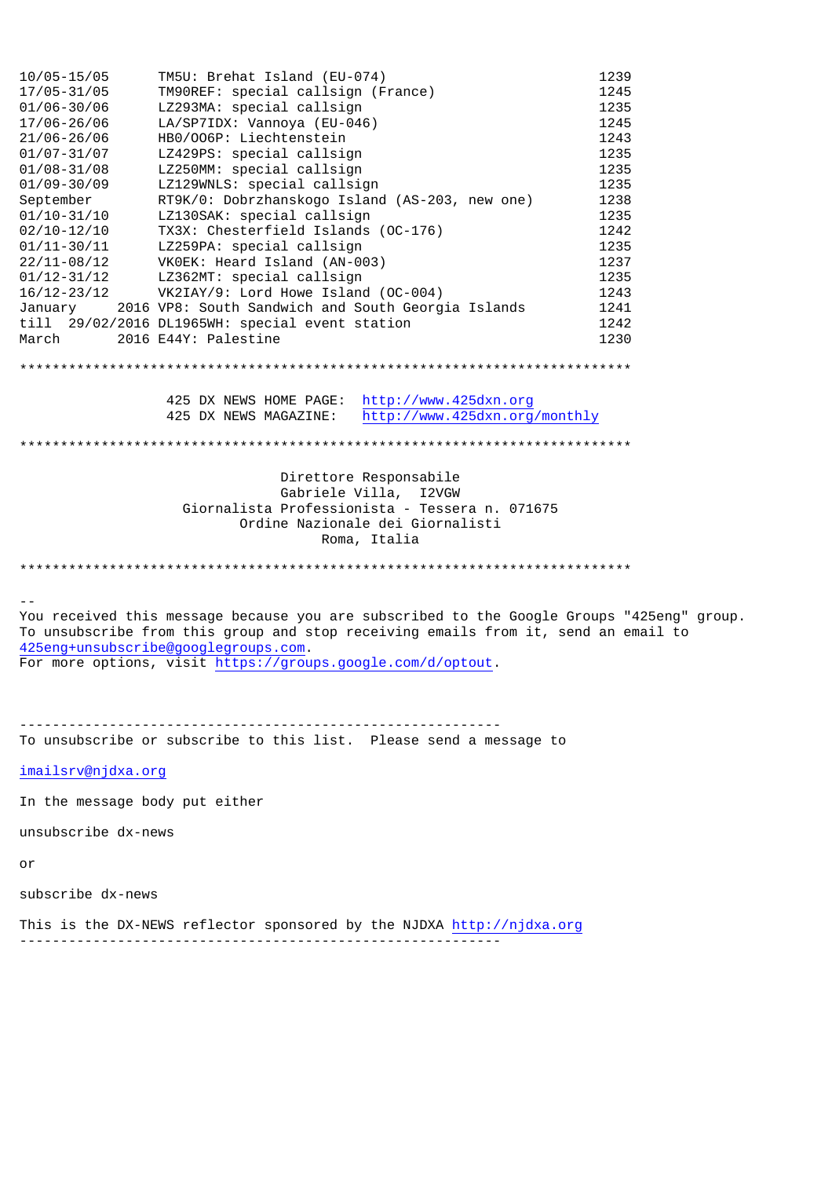| | | |
|---|---|---|
| 10/05-15/05 | TM5U: Brehat Island (EU-074) | 1239 |
| 17/05-31/05 | TM90REF: special callsign (France) | 1245 |
| 01/06-30/06 | LZ293MA: special callsign | 1235 |
| 17/06-26/06 | LA/SP7IDX: Vannoya (EU-046) | 1245 |
| 21/06-26/06 | HB0/OO6P: Liechtenstein | 1243 |
| 01/07-31/07 | LZ429PS: special callsign | 1235 |
| 01/08-31/08 | LZ250MM: special callsign | 1235 |
| 01/09-30/09 | LZ129WNLS: special callsign | 1235 |
| September | RT9K/0: Dobrzhanskogo Island (AS-203, new one) | 1238 |
| 01/10-31/10 | LZ130SAK: special callsign | 1235 |
| 02/10-12/10 | TX3X: Chesterfield Islands (OC-176) | 1242 |
| 01/11-30/11 | LZ259PA: special callsign | 1235 |
| 22/11-08/12 | VK0EK: Heard Island (AN-003) | 1237 |
| 01/12-31/12 | LZ362MT: special callsign | 1235 |
| 16/12-23/12 | VK2IAY/9: Lord Howe Island (OC-004) | 1243 |
| January 2016 | VP8: South Sandwich and South Georgia Islands | 1241 |
| till 29/02/2016 | DL1965WH: special event station | 1242 |
| March 2016 | E44Y: Palestine | 1230 |

***************************************************************************

425 DX NEWS HOME PAGE: http://www.425dxn.org
425 DX NEWS MAGAZINE: http://www.425dxn.org/monthly

***************************************************************************

Direttore Responsabile
Gabriele Villa, I2VGW
Giornalista Professionista - Tessera n. 071675
Ordine Nazionale dei Giornalisti
Roma, Italia

***************************************************************************

--
You received this message because you are subscribed to the Google Groups "425eng" group.
To unsubscribe from this group and stop receiving emails from it, send an email to 425eng+unsubscribe@googlegroups.com.
For more options, visit https://groups.google.com/d/optout.

------------------------------------------------------------

To unsubscribe or subscribe to this list. Please send a message to

imailsrv@njdxa.org

In the message body put either

unsubscribe dx-news

or

subscribe dx-news

This is the DX-NEWS reflector sponsored by the NJDXA http://njdxa.org

------------------------------------------------------------